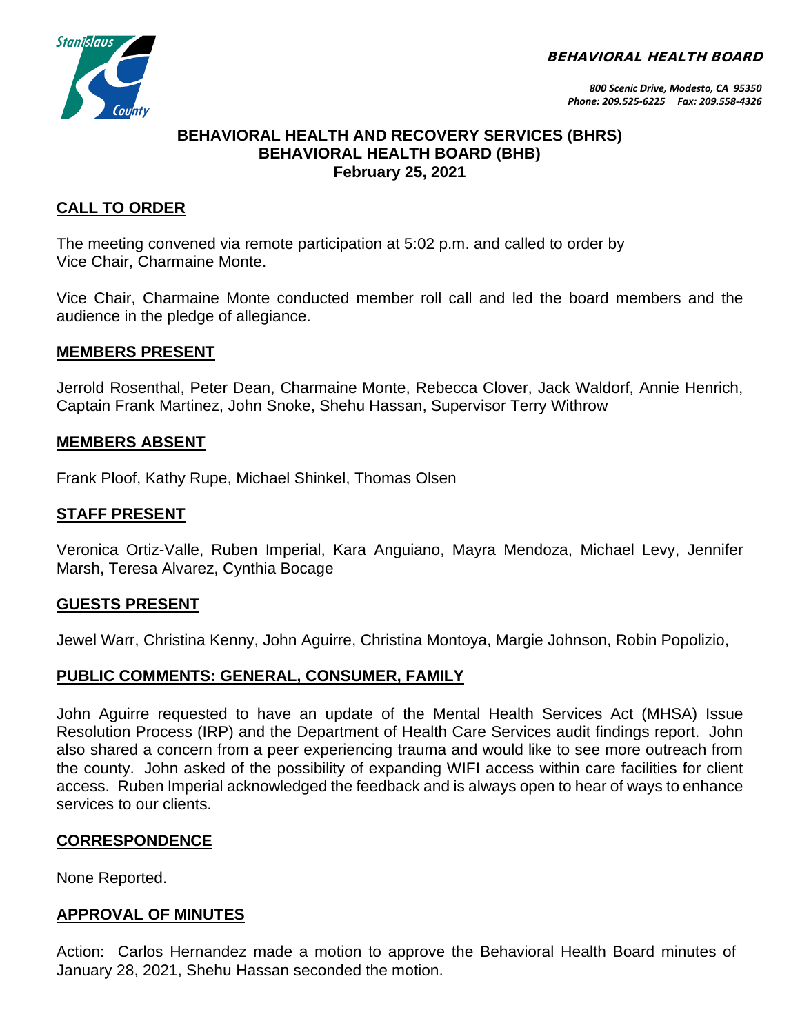BEHAVIORAL HEALTH BOARD

800 Scenic Drive, Modesto, CA 95350
Phone: 209.525-6225 Fax: 209.558-4326

# BEHAVIORAL HEALTH AND RECOVERY SERVICES (BHRS)
# BEHAVIORAL HEALTH BOARD (BHB)
# February 25, 2021

## CALL TO ORDER

The meeting convened via remote participation at 5:02 p.m. and called to order by Vice Chair, Charmaine Monte.

Vice Chair, Charmaine Monte conducted member roll call and led the board members and the audience in the pledge of allegiance.

## MEMBERS PRESENT

Jerrold Rosenthal, Peter Dean, Charmaine Monte, Rebecca Clover, Jack Waldorf, Annie Henrich, Captain Frank Martinez, John Snoke, Shehu Hassan, Supervisor Terry Withrow

## MEMBERS ABSENT

Frank Ploof, Kathy Rupe, Michael Shinkel, Thomas Olsen

## STAFF PRESENT

Veronica Ortiz-Valle, Ruben Imperial, Kara Anguiano, Mayra Mendoza, Michael Levy, Jennifer Marsh, Teresa Alvarez, Cynthia Bocage

## GUESTS PRESENT

Jewel Warr, Christina Kenny, John Aguirre, Christina Montoya, Margie Johnson, Robin Popolizio,

## PUBLIC COMMENTS: GENERAL, CONSUMER, FAMILY

John Aguirre requested to have an update of the Mental Health Services Act (MHSA) Issue Resolution Process (IRP) and the Department of Health Care Services audit findings report. John also shared a concern from a peer experiencing trauma and would like to see more outreach from the county. John asked of the possibility of expanding WIFI access within care facilities for client access. Ruben Imperial acknowledged the feedback and is always open to hear of ways to enhance services to our clients.

## CORRESPONDENCE

None Reported.

## APPROVAL OF MINUTES

Action: Carlos Hernandez made a motion to approve the Behavioral Health Board minutes of January 28, 2021, Shehu Hassan seconded the motion.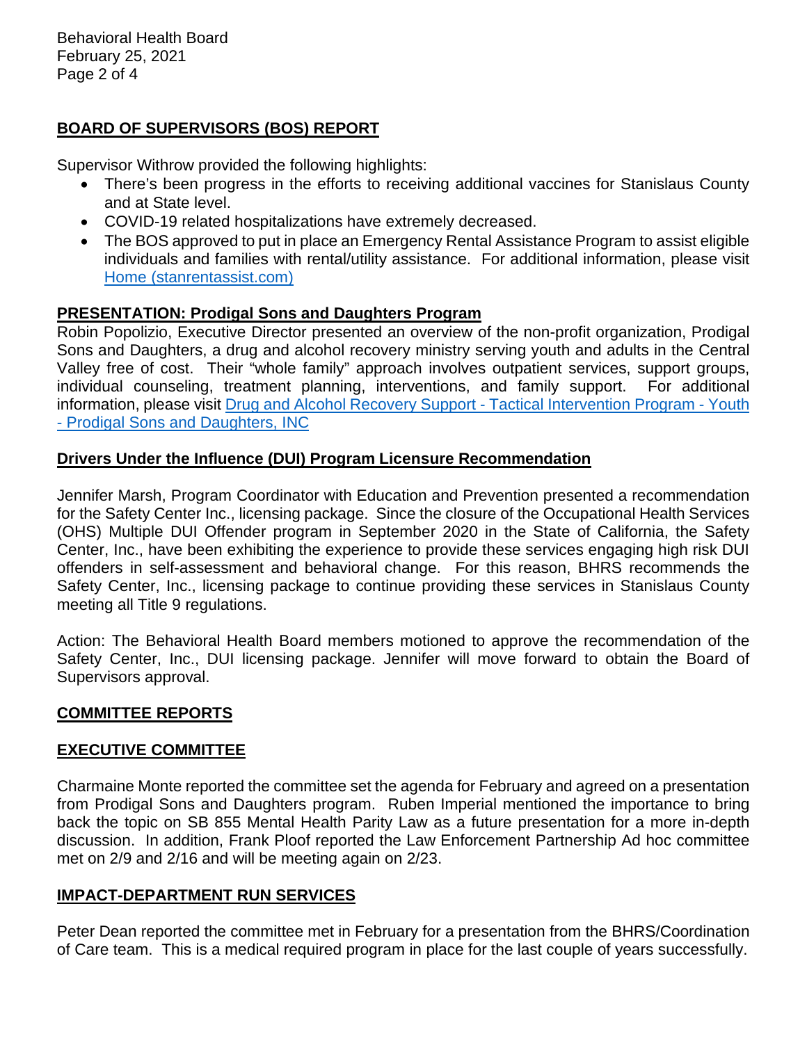## BOARD OF SUPERVISORS (BOS) REPORT

Supervisor Withrow provided the following highlights:

- There's been progress in the efforts to receiving additional vaccines for Stanislaus County and at State level.
- COVID-19 related hospitalizations have extremely decreased.
- The BOS approved to put in place an Emergency Rental Assistance Program to assist eligible individuals and families with rental/utility assistance. For additional information, please visit Home (stanrentassist.com)

## PRESENTATION: Prodigal Sons and Daughters Program

Robin Popolizio, Executive Director presented an overview of the non-profit organization, Prodigal Sons and Daughters, a drug and alcohol recovery ministry serving youth and adults in the Central Valley free of cost. Their "whole family" approach involves outpatient services, support groups, individual counseling, treatment planning, interventions, and family support. For additional information, please visit Drug and Alcohol Recovery Support - Tactical Intervention Program - Youth - Prodigal Sons and Daughters, INC

## Drivers Under the Influence (DUI) Program Licensure Recommendation

Jennifer Marsh, Program Coordinator with Education and Prevention presented a recommendation for the Safety Center Inc., licensing package. Since the closure of the Occupational Health Services (OHS) Multiple DUI Offender program in September 2020 in the State of California, the Safety Center, Inc., have been exhibiting the experience to provide these services engaging high risk DUI offenders in self-assessment and behavioral change. For this reason, BHRS recommends the Safety Center, Inc., licensing package to continue providing these services in Stanislaus County meeting all Title 9 regulations.

Action: The Behavioral Health Board members motioned to approve the recommendation of the Safety Center, Inc., DUI licensing package. Jennifer will move forward to obtain the Board of Supervisors approval.

## COMMITTEE REPORTS

## EXECUTIVE COMMITTEE

Charmaine Monte reported the committee set the agenda for February and agreed on a presentation from Prodigal Sons and Daughters program. Ruben Imperial mentioned the importance to bring back the topic on SB 855 Mental Health Parity Law as a future presentation for a more in-depth discussion. In addition, Frank Ploof reported the Law Enforcement Partnership Ad hoc committee met on 2/9 and 2/16 and will be meeting again on 2/23.

## IMPACT-DEPARTMENT RUN SERVICES

Peter Dean reported the committee met in February for a presentation from the BHRS/Coordination of Care team. This is a medical required program in place for the last couple of years successfully.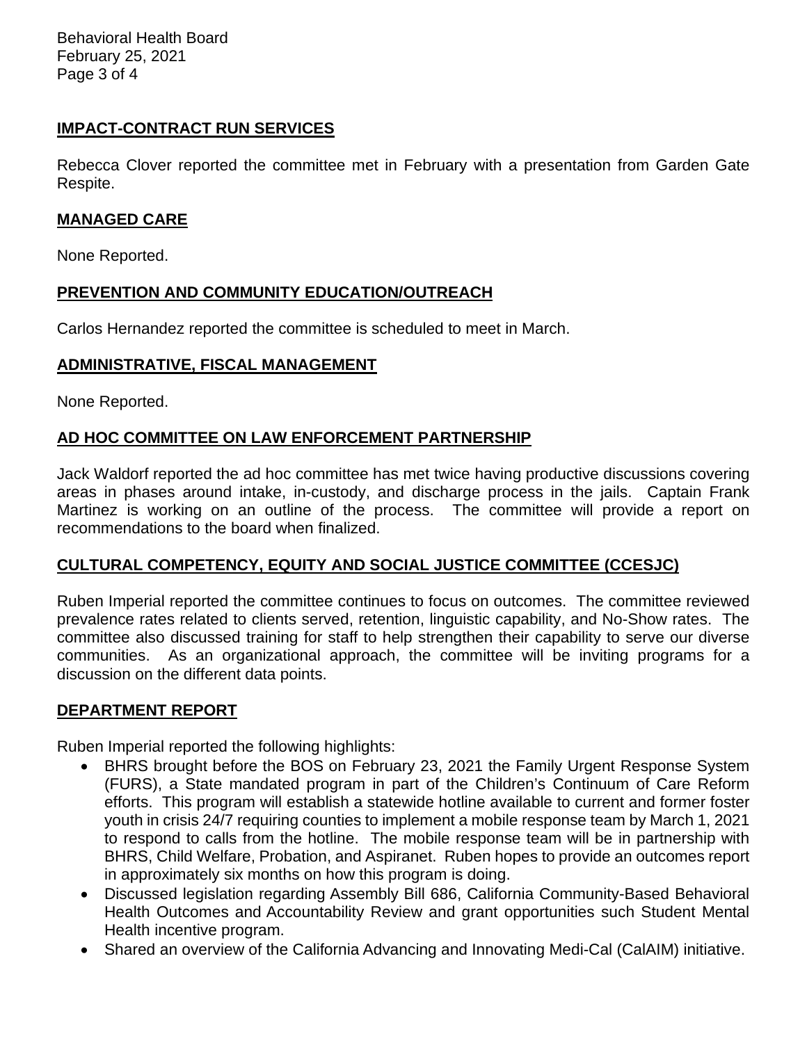## IMPACT-CONTRACT RUN SERVICES

Rebecca Clover reported the committee met in February with a presentation from Garden Gate Respite.

## MANAGED CARE

None Reported.

## PREVENTION AND COMMUNITY EDUCATION/OUTREACH

Carlos Hernandez reported the committee is scheduled to meet in March.

## ADMINISTRATIVE, FISCAL MANAGEMENT

None Reported.

## AD HOC COMMITTEE ON LAW ENFORCEMENT PARTNERSHIP

Jack Waldorf reported the ad hoc committee has met twice having productive discussions covering areas in phases around intake, in-custody, and discharge process in the jails. Captain Frank Martinez is working on an outline of the process. The committee will provide a report on recommendations to the board when finalized.

## CULTURAL COMPETENCY, EQUITY AND SOCIAL JUSTICE COMMITTEE (CCESJC)

Ruben Imperial reported the committee continues to focus on outcomes. The committee reviewed prevalence rates related to clients served, retention, linguistic capability, and No-Show rates. The committee also discussed training for staff to help strengthen their capability to serve our diverse communities. As an organizational approach, the committee will be inviting programs for a discussion on the different data points.

## DEPARTMENT REPORT

Ruben Imperial reported the following highlights:

- BHRS brought before the BOS on February 23, 2021 the Family Urgent Response System (FURS), a State mandated program in part of the Children's Continuum of Care Reform efforts. This program will establish a statewide hotline available to current and former foster youth in crisis 24/7 requiring counties to implement a mobile response team by March 1, 2021 to respond to calls from the hotline. The mobile response team will be in partnership with BHRS, Child Welfare, Probation, and Aspiranet. Ruben hopes to provide an outcomes report in approximately six months on how this program is doing.
- Discussed legislation regarding Assembly Bill 686, California Community-Based Behavioral Health Outcomes and Accountability Review and grant opportunities such Student Mental Health incentive program.
- Shared an overview of the California Advancing and Innovating Medi-Cal (CalAIM) initiative.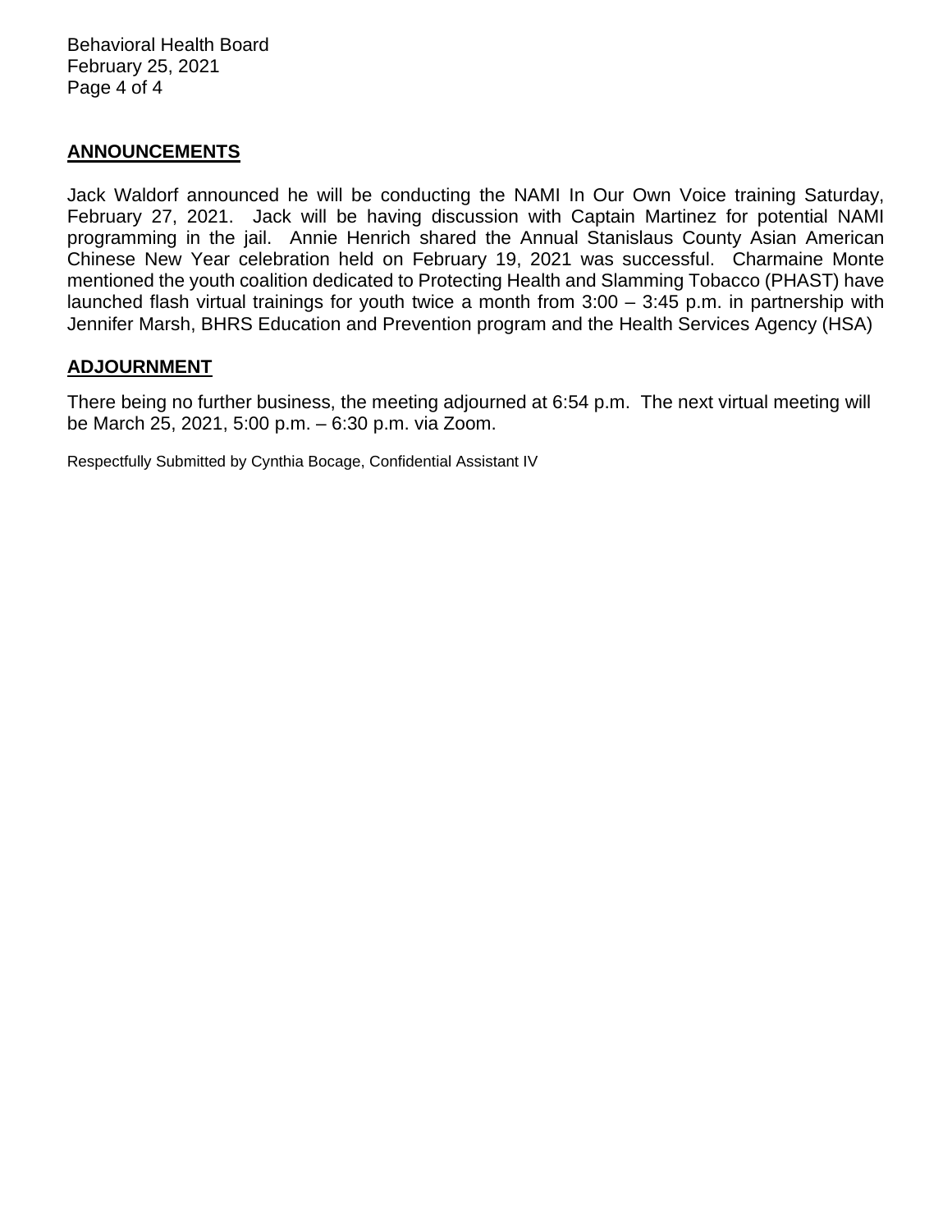## ANNOUNCEMENTS

Jack Waldorf announced he will be conducting the NAMI In Our Own Voice training Saturday, February 27, 2021. Jack will be having discussion with Captain Martinez for potential NAMI programming in the jail. Annie Henrich shared the Annual Stanislaus County Asian American Chinese New Year celebration held on February 19, 2021 was successful. Charmaine Monte mentioned the youth coalition dedicated to Protecting Health and Slamming Tobacco (PHAST) have launched flash virtual trainings for youth twice a month from 3:00 – 3:45 p.m. in partnership with Jennifer Marsh, BHRS Education and Prevention program and the Health Services Agency (HSA)

## ADJOURNMENT

There being no further business, the meeting adjourned at 6:54 p.m. The next virtual meeting will be March 25, 2021, 5:00 p.m. – 6:30 p.m. via Zoom.

Respectfully Submitted by Cynthia Bocage, Confidential Assistant IV